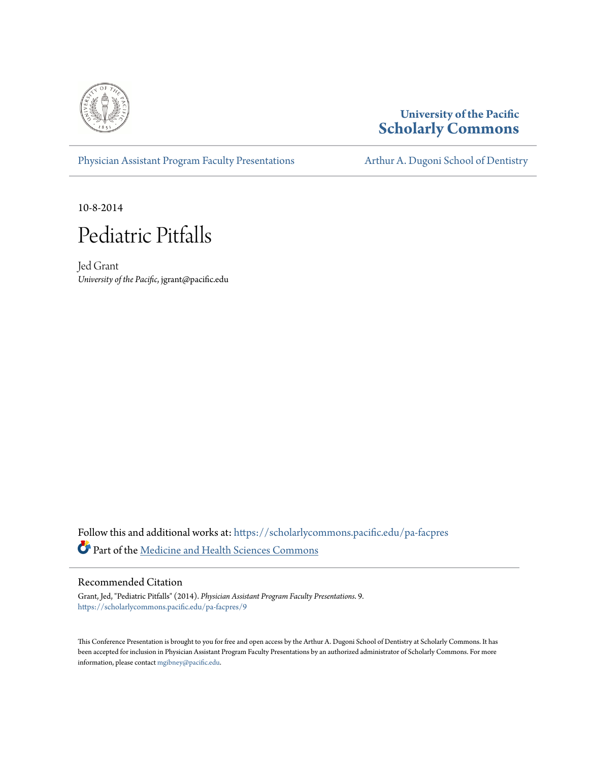University of the Pacific
**Scholarly Commons**

Physician Assistant Program Faculty Presentations | Arthur A. Dugoni School of Dentistry

10-8-2014

# Pediatric Pitfalls

Jed Grant
*University of the Pacific*, jgrant@pacific.edu

Follow this and additional works at: https://scholarlycommons.pacific.edu/pa-facpres

Part of the Medicine and Health Sciences Commons

## Recommended Citation

Grant, Jed, "Pediatric Pitfalls" (2014). *Physician Assistant Program Faculty Presentations*. 9.
https://scholarlycommons.pacific.edu/pa-facpres/9

This Conference Presentation is brought to you for free and open access by the Arthur A. Dugoni School of Dentistry at Scholarly Commons. It has been accepted for inclusion in Physician Assistant Program Faculty Presentations by an authorized administrator of Scholarly Commons. For more information, please contact mgibney@pacific.edu.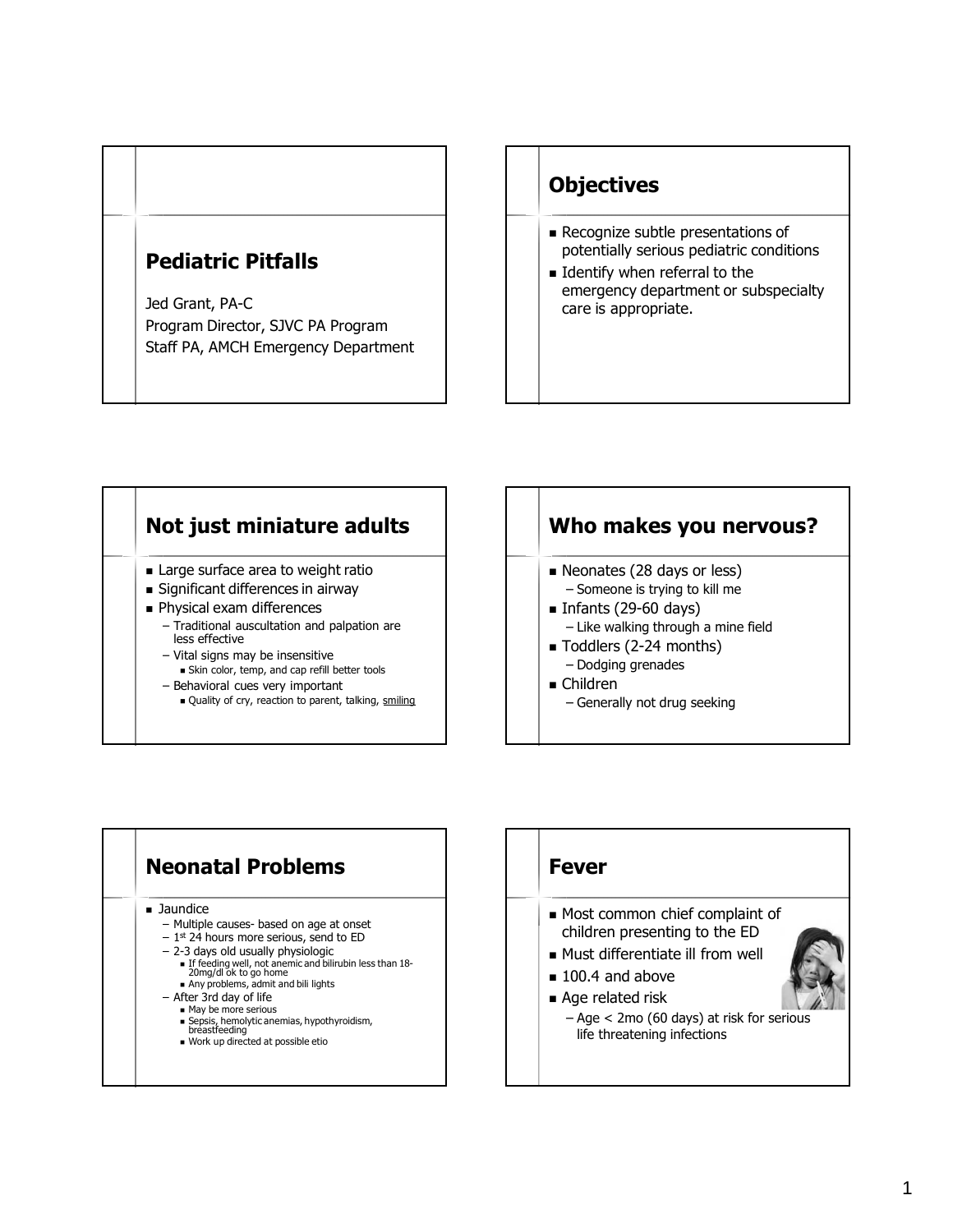## Pediatric Pitfalls

Jed Grant, PA-C
Program Director, SJVC PA Program
Staff PA, AMCH Emergency Department

## Objectives

- Recognize subtle presentations of potentially serious pediatric conditions
- Identify when referral to the emergency department or subspecialty care is appropriate.

## Not just miniature adults

- Large surface area to weight ratio
- Significant differences in airway
- Physical exam differences
  - Traditional auscultation and palpation are less effective
  - Vital signs may be insensitive
    - Skin color, temp, and cap refill better tools
  - Behavioral cues very important
    - Quality of cry, reaction to parent, talking, smiling

## Who makes you nervous?

- Neonates (28 days or less)
  - Someone is trying to kill me
- Infants (29-60 days)
  - Like walking through a mine field
- Toddlers (2-24 months)
  - Dodging grenades
- Children
  - Generally not drug seeking

## Neonatal Problems

- Jaundice
  - Multiple causes- based on age at onset
  - 1st 24 hours more serious, send to ED
  - 2-3 days old usually physiologic
    - If feeding well, not anemic and bilirubin less than 18-20mg/dl ok to go home
    - Any problems, admit and bili lights
  - After 3rd day of life
    - May be more serious
    - Sepsis, hemolytic anemias, hypothyroidism, breastfeeding
    - Work up directed at possible etio

## Fever

- Most common chief complaint of children presenting to the ED
- Must differentiate ill from well
- 100.4 and above
- Age related risk
  - Age < 2mo (60 days) at risk for serious life threatening infections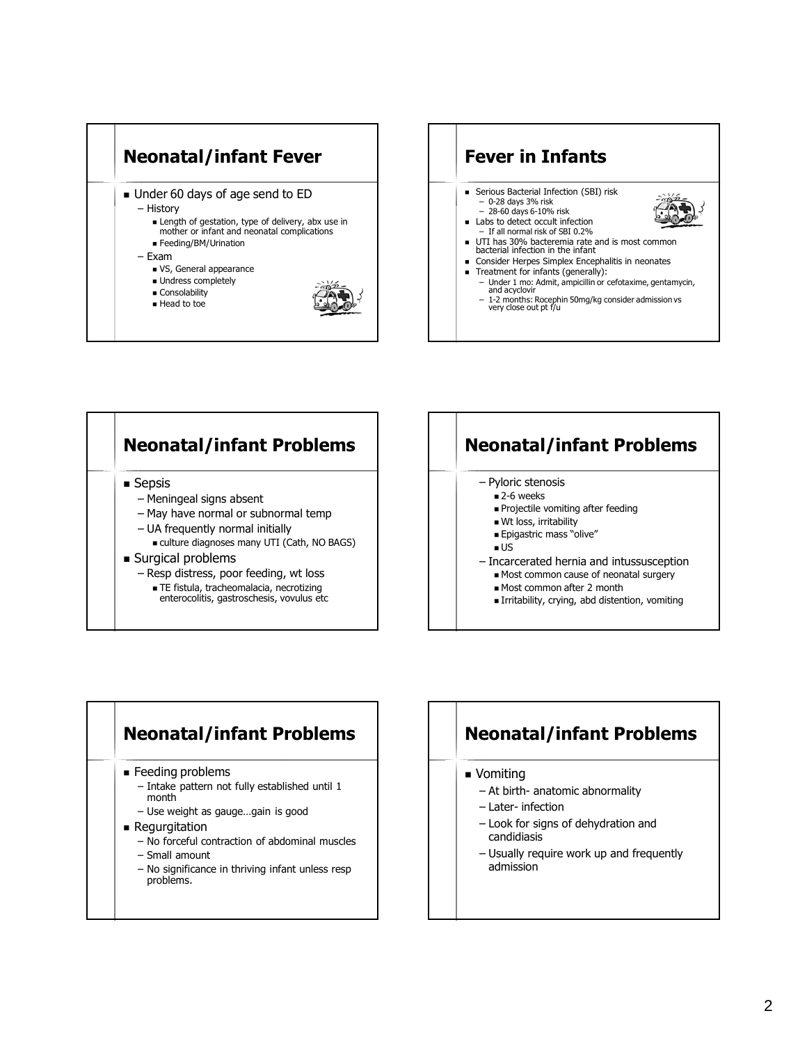## Neonatal/infant Fever

- Under 60 days of age send to ED
  - History
    - Length of gestation, type of delivery, abx use in mother or infant and neonatal complications
    - Feeding/BM/Urination
  - Exam
    - VS, General appearance
    - Undress completely
    - Consolability
    - Head to toe

## Fever in Infants

- Serious Bacterial Infection (SBI) risk
  - 0-28 days 3% risk
  - 28-60 days 6-10% risk
- Labs to detect occult infection
  - If all normal risk of SBI 0.2%
- UTI has 30% bacteremia rate and is most common bacterial infection in the infant
- Consider Herpes Simplex Encephalitis in neonates
- Treatment for infants (generally):
  - Under 1 mo: Admit, ampicillin or cefotaxime, gentamycin, and acyclovir
  - 1-2 months: Rocephin 50mg/kg consider admission vs very close out pt f/u

## Neonatal/infant Problems

- Sepsis
  - Meningeal signs absent
  - May have normal or subnormal temp
  - UA frequently normal initially
    - culture diagnoses many UTI (Cath, NO BAGS)
- Surgical problems
  - Resp distress, poor feeding, wt loss
    - TE fistula, tracheomalacia, necrotizing enterocolitis, gastroschesis, vovulus etc

## Neonatal/infant Problems

- Pyloric stenosis
  - 2-6 weeks
  - Projectile vomiting after feeding
  - Wt loss, irritability
  - Epigastric mass "olive"
  - US
- Incarcerated hernia and intussusception
  - Most common cause of neonatal surgery
  - Most common after 2 month
  - Irritability, crying, abd distention, vomiting

## Neonatal/infant Problems

- Feeding problems
  - Intake pattern not fully established until 1 month
  - Use weight as gauge…gain is good
- Regurgitation
  - No forceful contraction of abdominal muscles
  - Small amount
  - No significance in thriving infant unless resp problems.

## Neonatal/infant Problems

- Vomiting
  - At birth- anatomic abnormality
  - Later- infection
  - Look for signs of dehydration and candidiasis
  - Usually require work up and frequently admission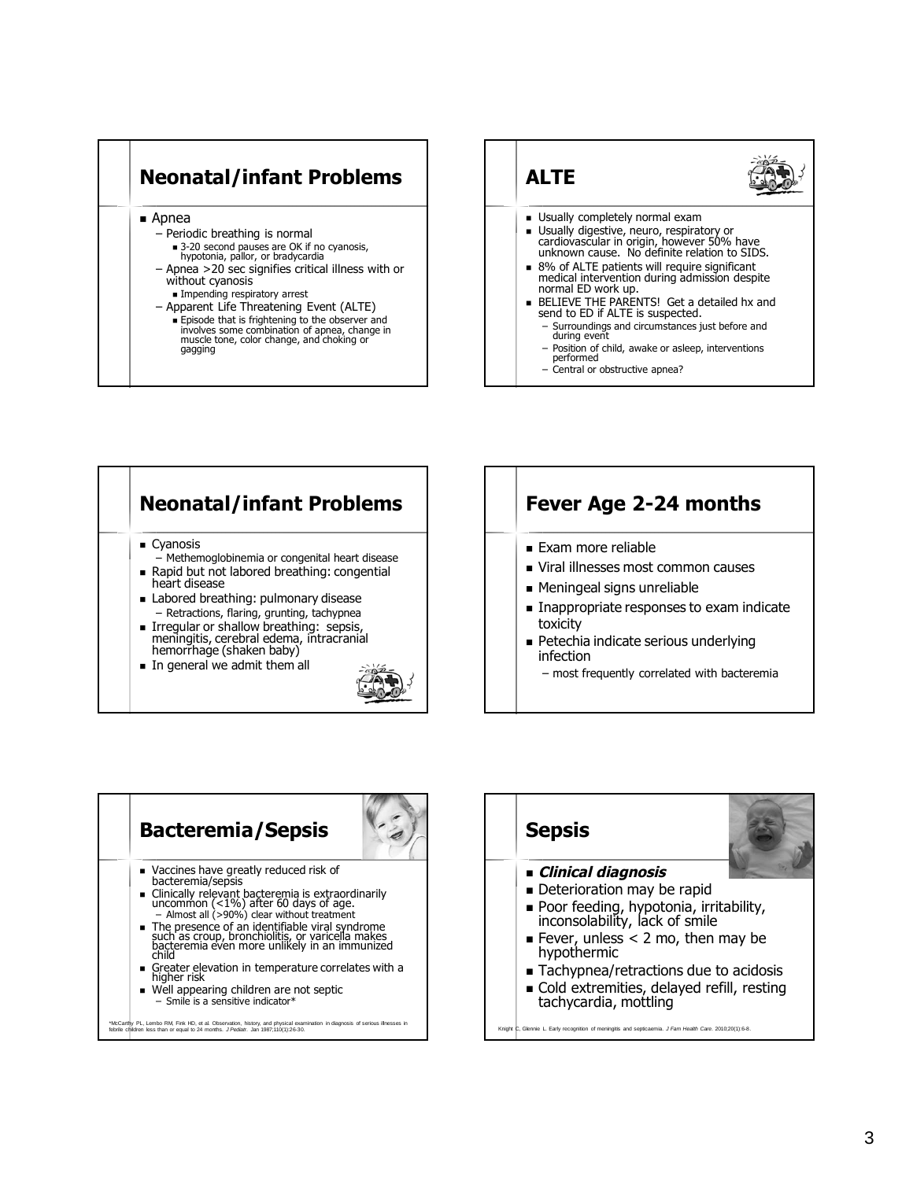## Neonatal/infant Problems

- Apnea
  - Periodic breathing is normal
    - 3-20 second pauses are OK if no cyanosis, hypotonia, pallor, or bradycardia
  - Apnea >20 sec signifies critical illness with or without cyanosis
    - Impending respiratory arrest
  - Apparent Life Threatening Event (ALTE)
    - Episode that is frightening to the observer and involves some combination of apnea, change in muscle tone, color change, and choking or gagging

## ALTE

- Usually completely normal exam
- Usually digestive, neuro, respiratory or cardiovascular in origin, however 50% have unknown cause. No definite relation to SIDS.
- 8% of ALTE patients will require significant medical intervention during admission despite normal ED work up.
- BELIEVE THE PARENTS! Get a detailed hx and send to ED if ALTE is suspected.
  - Surroundings and circumstances just before and during event
  - Position of child, awake or asleep, interventions performed
  - Central or obstructive apnea?

## Neonatal/infant Problems

- Cyanosis
  - Methemoglobinemia or congenital heart disease
- Rapid but not labored breathing: congential heart disease
- Labored breathing: pulmonary disease
  - Retractions, flaring, grunting, tachypnea
- Irregular or shallow breathing: sepsis, meningitis, cerebral edema, intracranial hemorrhage (shaken baby)
- In general we admit them all

## Fever Age 2-24 months

- Exam more reliable
- Viral illnesses most common causes
- Meningeal signs unreliable
- Inappropriate responses to exam indicate toxicity
- Petechia indicate serious underlying infection
  - most frequently correlated with bacteremia

## Bacteremia/Sepsis

- Vaccines have greatly reduced risk of bacteremia/sepsis
- Clinically relevant bacteremia is extraordinarily uncommon (<1%) after 60 days of age.
  - Almost all (>90%) clear without treatment
- The presence of an identifiable viral syndrome such as croup, bronchiolitis, or varicella makes bacteremia even more unlikely in an immunized child
- Greater elevation in temperature correlates with a higher risk
- Well appearing children are not septic
  - Smile is a sensitive indicator*

*McCarthy PL, Lembo RM, Fink HD, et al. Observation, history, and physical examination in diagnosis of serious illnesses in febrile children less than or equal to 24 months. *J Pediatr.* Jan 1987;110(1):26-30.

## Sepsis

- ***Clinical diagnosis***
- Deterioration may be rapid
- Poor feeding, hypotonia, irritability, inconsolability, lack of smile
- Fever, unless < 2 mo, then may be hypothermic
- Tachypnea/retractions due to acidosis
- Cold extremities, delayed refill, resting tachycardia, mottling

Knight C, Glennie L. Early recognition of meningitis and septicaemia. *J Fam Health Care.* 2010;20(1):6-8.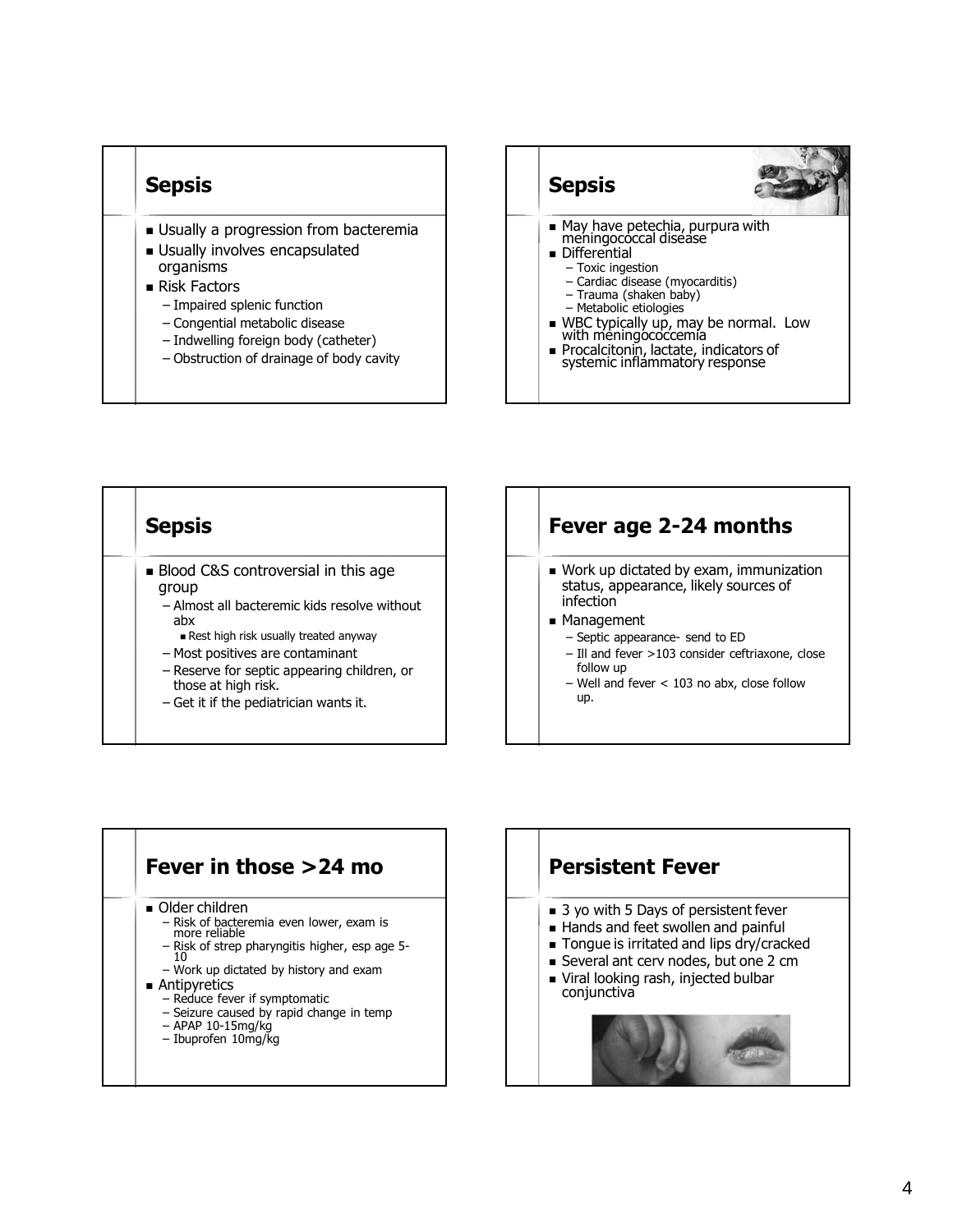## Sepsis

- Usually a progression from bacteremia
- Usually involves encapsulated organisms
- Risk Factors
  - Impaired splenic function
  - Congenital metabolic disease
  - Indwelling foreign body (catheter)
  - Obstruction of drainage of body cavity

## Sepsis

- May have petechia, purpura with meningococcal disease
- Differential
  - Toxic ingestion
  - Cardiac disease (myocarditis)
  - Trauma (shaken baby)
  - Metabolic etiologies
- WBC typically up, may be normal. Low with meningococcemia
- Procalcitonin, lactate, indicators of systemic inflammatory response

## Sepsis

- Blood C&S controversial in this age group
  - Almost all bacteremic kids resolve without abx
    - Rest high risk usually treated anyway
  - Most positives are contaminant
  - Reserve for septic appearing children, or those at high risk.
  - Get it if the pediatrician wants it.

## Fever age 2-24 months

- Work up dictated by exam, immunization status, appearance, likely sources of infection
- Management
  - Septic appearance- send to ED
  - Ill and fever >103 consider ceftriaxone, close follow up
  - Well and fever < 103 no abx, close follow up.

## Fever in those >24 mo

- Older children
  - Risk of bacteremia even lower, exam is more reliable
  - Risk of strep pharyngitis higher, esp age 5-10
  - Work up dictated by history and exam
- Antipyretics
  - Reduce fever if symptomatic
  - Seizure caused by rapid change in temp
  - APAP 10-15mg/kg
  - Ibuprofen 10mg/kg

## Persistent Fever

- 3 yo with 5 Days of persistent fever
- Hands and feet swollen and painful
- Tongue is irritated and lips dry/cracked
- Several ant cerv nodes, but one 2 cm
- Viral looking rash, injected bulbar conjunctiva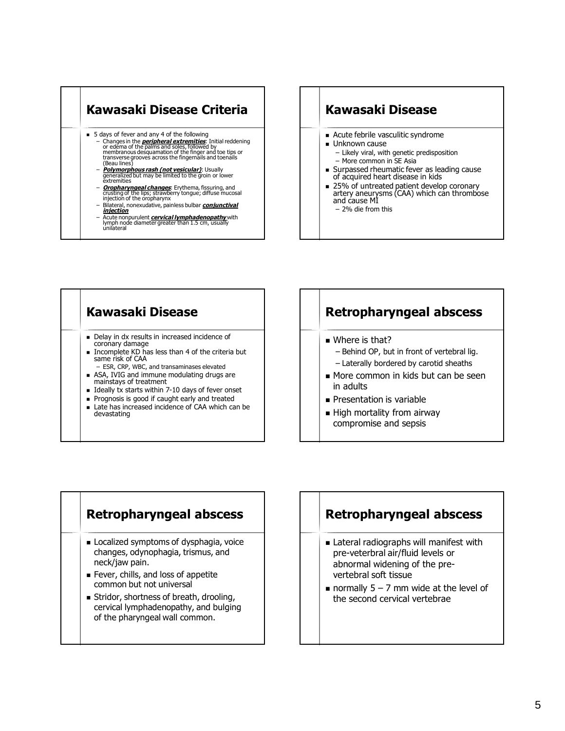## Kawasaki Disease Criteria

- 5 days of fever and any 4 of the following
  - Changes in the ***peripheral extremities***: Initial reddening or edema of the palms and soles, followed by membranous desquamation of the finger and toe tips or transverse grooves across the fingernails and toenails (Beau lines)
  - ***Polymorphous rash (not vesicular)***: Usually generalized but may be limited to the groin or lower extremities
  - ***Oropharyngeal changes***: Erythema, fissuring, and crusting of the lips; strawberry tongue; diffuse mucosal injection of the oropharynx
  - Bilateral, nonexudative, painless bulbar ***conjunctival injection***
  - Acute nonpurulent ***cervical lymphadenopathy*** with lymph node diameter greater than 1.5 cm, usually unilateral

## Kawasaki Disease

- Acute febrile vasculitic syndrome
- Unknown cause
  - Likely viral, with genetic predisposition
  - More common in SE Asia
- Surpassed rheumatic fever as leading cause of acquired heart disease in kids
- 25% of untreated patient develop coronary artery aneurysms (CAA) which can thrombose and cause MI
  - 2% die from this

## Kawasaki Disease

- Delay in dx results in increased incidence of coronary damage
- Incomplete KD has less than 4 of the criteria but same risk of CAA
  - ESR, CRP, WBC, and transaminases elevated
- ASA, IVIG and immune modulating drugs are mainstays of treatment
- Ideally tx starts within 7-10 days of fever onset
- Prognosis is good if caught early and treated
- Late has increased incidence of CAA which can be devastating

## Retropharyngeal abscess

- Where is that?
  - Behind OP, but in front of vertebral lig.
  - Laterally bordered by carotid sheaths
- More common in kids but can be seen in adults
- Presentation is variable
- High mortality from airway compromise and sepsis

## Retropharyngeal abscess

- Localized symptoms of dysphagia, voice changes, odynophagia, trismus, and neck/jaw pain.
- Fever, chills, and loss of appetite common but not universal
- Stridor, shortness of breath, drooling, cervical lymphadenopathy, and bulging of the pharyngeal wall common.

## Retropharyngeal abscess

- Lateral radiographs will manifest with pre-veterbral air/fluid levels or abnormal widening of the pre-vertebral soft tissue
- normally 5 – 7 mm wide at the level of the second cervical vertebrae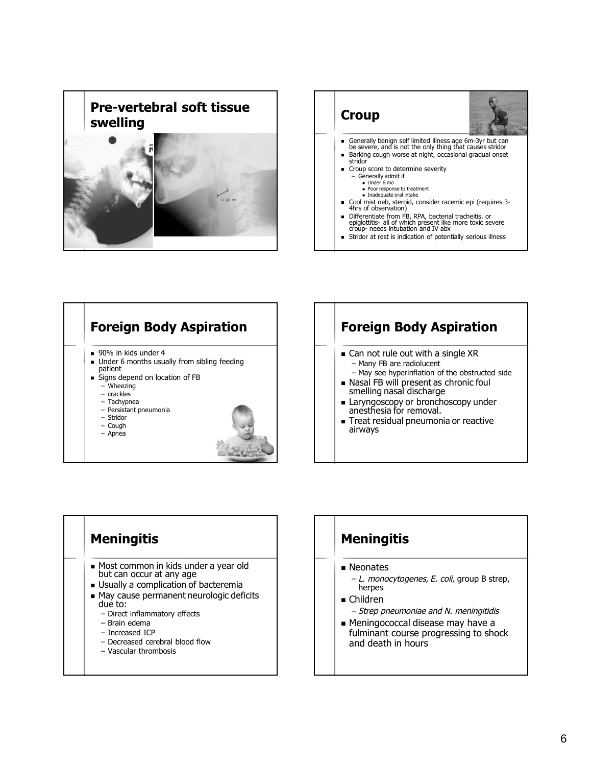## Pre-vertebral soft tissue swelling

16.48 mm

## Croup

- Generally benign self limited illness age 6m-3yr but can be severe, and is not the only thing that causes stridor
- Barking cough worse at night, occasional gradual onset stridor
- Croup score to determine severity
  - Generally admit if
    - Under 6 mo
    - Poor response to treatment
    - Inadequate oral intake
- Cool mist neb, steroid, consider racemic epi (requires 3-4hrs of observation)
- Differentiate from FB, RPA, bacterial tracheitis, or epiglottitis- all of which present like more toxic severe croup- needs intubation and IV abx
- Stridor at rest is indication of potentially serious illness

## Foreign Body Aspiration

- 90% in kids under 4
- Under 6 months usually from sibling feeding patient
- Signs depend on location of FB
  - Wheezing
  - crackles
  - Tachypnea
  - Persistant pneumonia
  - Stridor
  - Cough
  - Apnea

## Foreign Body Aspiration

- Can not rule out with a single XR
  - Many FB are radiolucent
  - May see hyperinflation of the obstructed side
- Nasal FB will present as chronic foul smelling nasal discharge
- Laryngoscopy or bronchoscopy under anesthesia for removal.
- Treat residual pneumonia or reactive airways

## Meningitis

- Most common in kids under a year old but can occur at any age
- Usually a complication of bacteremia
- May cause permanent neurologic deficits due to:
  - Direct inflammatory effects
  - Brain edema
  - Increased ICP
  - Decreased cerebral blood flow
  - Vascular thrombosis

## Meningitis

- Neonates
  - *L. monocytogenes, E. coli,* group B strep, herpes
- Children
  - *Strep pneumoniae and N. meningitidis*
- Meningococcal disease may have a fulminant course progressing to shock and death in hours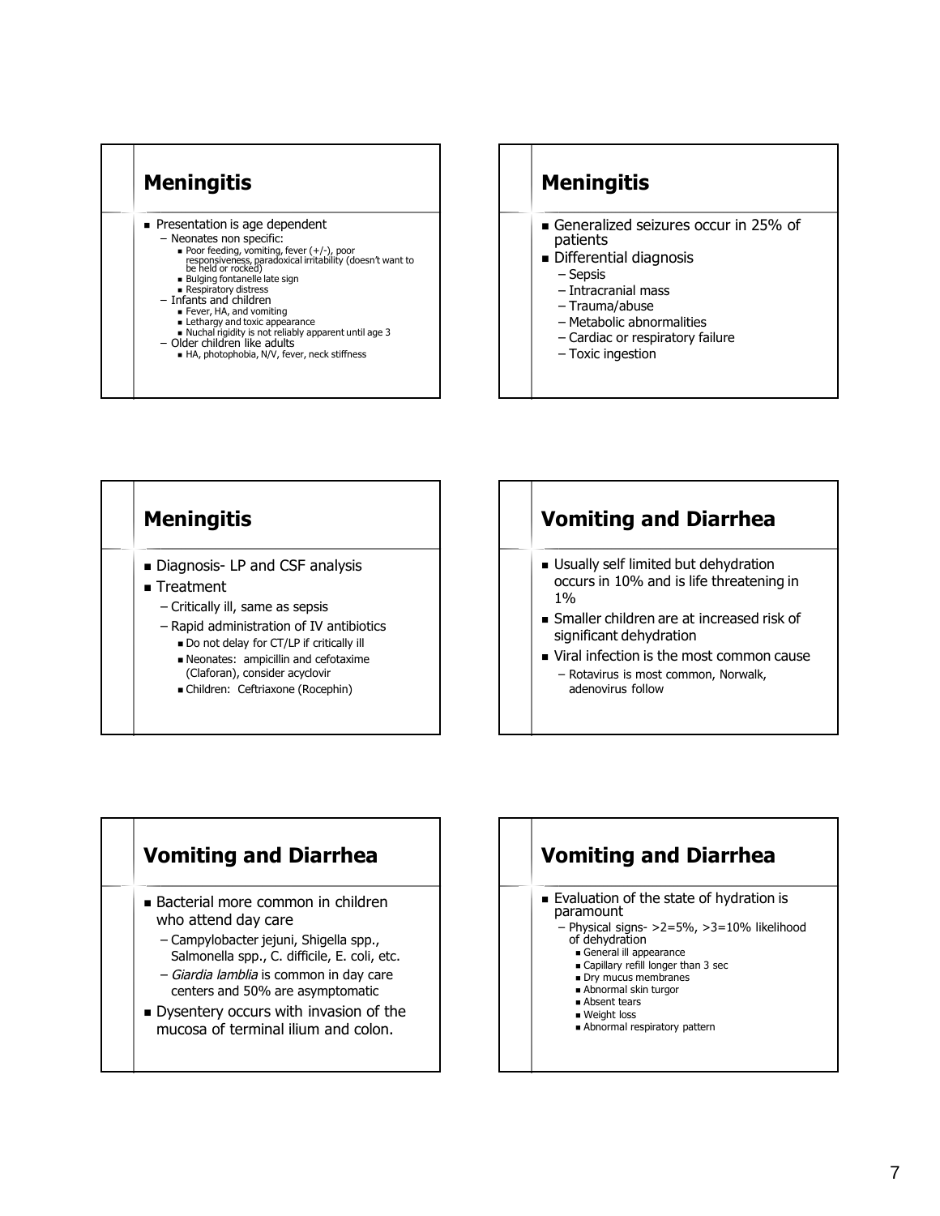## Meningitis

- Presentation is age dependent
  - Neonates non specific:
    - Poor feeding, vomiting, fever (+/-), poor responsiveness, paradoxical irritability (doesn't want to be held or rocked)
    - Bulging fontanelle late sign
    - Respiratory distress
  - Infants and children
    - Fever, HA, and vomiting
    - Lethargy and toxic appearance
    - Nuchal rigidity is not reliably apparent until age 3
  - Older children like adults
    - HA, photophobia, N/V, fever, neck stiffness

## Meningitis

- Generalized seizures occur in 25% of patients
- Differential diagnosis
  - Sepsis
  - Intracranial mass
  - Trauma/abuse
  - Metabolic abnormalities
  - Cardiac or respiratory failure
  - Toxic ingestion

## Meningitis

- Diagnosis- LP and CSF analysis
- Treatment
  - Critically ill, same as sepsis
  - Rapid administration of IV antibiotics
    - Do not delay for CT/LP if critically ill
    - Neonates: ampicillin and cefotaxime (Claforan), consider acyclovir
    - Children: Ceftriaxone (Rocephin)

## Vomiting and Diarrhea

- Usually self limited but dehydration occurs in 10% and is life threatening in 1%
- Smaller children are at increased risk of significant dehydration
- Viral infection is the most common cause
  - Rotavirus is most common, Norwalk, adenovirus follow

## Vomiting and Diarrhea

- Bacterial more common in children who attend day care
  - Campylobacter jejuni, Shigella spp., Salmonella spp., C. difficile, E. coli, etc.
  - *Giardia lamblia* is common in day care centers and 50% are asymptomatic
- Dysentery occurs with invasion of the mucosa of terminal ilium and colon.

## Vomiting and Diarrhea

- Evaluation of the state of hydration is paramount
  - Physical signs- >2=5%, >3=10% likelihood of dehydration
    - General ill appearance
    - Capillary refill longer than 3 sec
    - Dry mucus membranes
    - Abnormal skin turgor
    - Absent tears
    - Weight loss
    - Abnormal respiratory pattern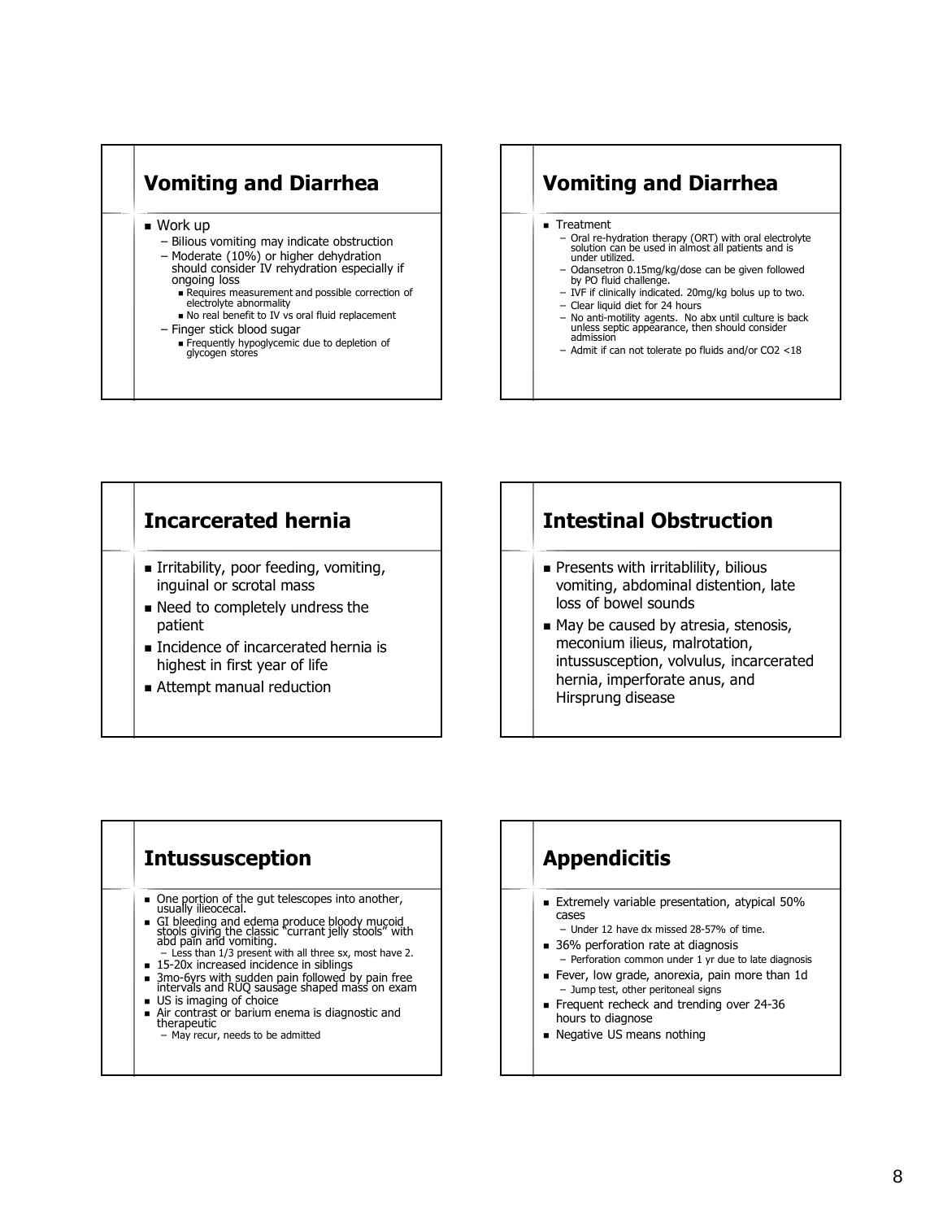## Vomiting and Diarrhea

- Work up
  - Bilious vomiting may indicate obstruction
  - Moderate (10%) or higher dehydration should consider IV rehydration especially if ongoing loss
    - Requires measurement and possible correction of electrolyte abnormality
    - No real benefit to IV vs oral fluid replacement
  - Finger stick blood sugar
    - Frequently hypoglycemic due to depletion of glycogen stores

## Vomiting and Diarrhea

- Treatment
  - Oral re-hydration therapy (ORT) with oral electrolyte solution can be used in almost all patients and is under utilized.
  - Odansetron 0.15mg/kg/dose can be given followed by PO fluid challenge.
  - IVF if clinically indicated. 20mg/kg bolus up to two.
  - Clear liquid diet for 24 hours
  - No anti-motility agents. No abx until culture is back unless septic appearance, then should consider admission
  - Admit if can not tolerate po fluids and/or CO2 <18

## Incarcerated hernia

- Irritability, poor feeding, vomiting, inguinal or scrotal mass
- Need to completely undress the patient
- Incidence of incarcerated hernia is highest in first year of life
- Attempt manual reduction

## Intestinal Obstruction

- Presents with irritablility, bilious vomiting, abdominal distention, late loss of bowel sounds
- May be caused by atresia, stenosis, meconium ilieus, malrotation, intussusception, volvulus, incarcerated hernia, imperforate anus, and Hirsprung disease

## Intussusception

- One portion of the gut telescopes into another, usually ilieocecal.
- GI bleeding and edema produce bloody mucoid stools giving the classic "currant jelly stools" with abd pain and vomiting.
  - Less than 1/3 present with all three sx, most have 2.
- 15-20x increased incidence in siblings
- 3mo-6yrs with sudden pain followed by pain free intervals and RUQ sausage shaped mass on exam
- US is imaging of choice
- Air contrast or barium enema is diagnostic and therapeutic
  - May recur, needs to be admitted

## Appendicitis

- Extremely variable presentation, atypical 50% cases
  - Under 12 have dx missed 28-57% of time.
- 36% perforation rate at diagnosis
  - Perforation common under 1 yr due to late diagnosis
- Fever, low grade, anorexia, pain more than 1d
  - Jump test, other peritoneal signs
- Frequent recheck and trending over 24-36 hours to diagnose
- Negative US means nothing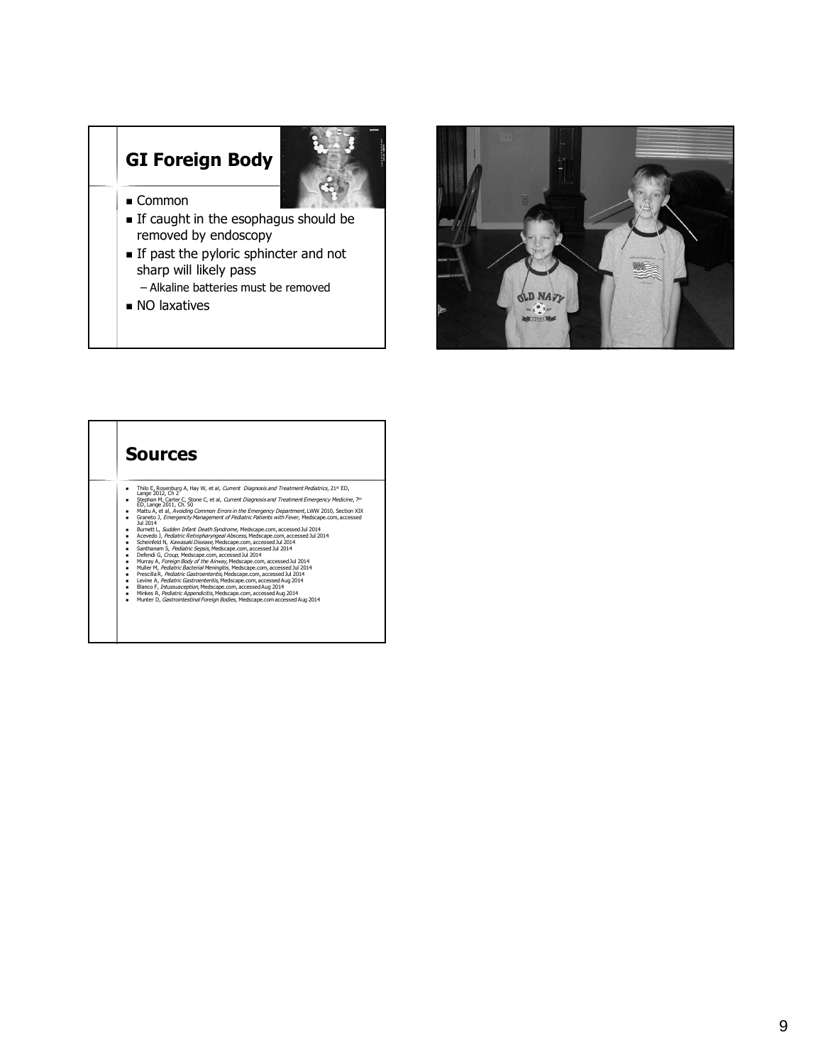## GI Foreign Body

- Common
- If caught in the esophagus should be removed by endoscopy
- If past the pyloric sphincter and not sharp will likely pass
  - Alkaline batteries must be removed
- NO laxatives

## Sources

- Thilo E, Rosenburg A, Hay W, et al, *Current Diagnosis and Treatment Pediatrics*, 21st ED, Lange 2012, Ch 2
- Stephan M, Carter C, Stone C, et al, *Current Diagnosis and Treatment Emergency Medicine*, 7th ED, Lange 2011, Ch. 50
- Mattu A, et al, *Avoiding Common Errors in the Emergency Department*, LWW 2010, Section XIX
- Graneto J, *Emergencty Management of Pediatric Patients with Fever*, Medscape.com, accessed Jul 2014
- Burnett L, *Sudden Infant Death Syndrome*, Medscape.com, accessed Jul 2014
- Acevedo J, *Pediatric Retropharyngeal Abscess*, Medscape.com, accessed Jul 2014
- Scheinfeld N, *Kawasaki Disease*, Medscape.com, accessed Jul 2014
- Santhanam S, *Pediatric Sepsis*, Medscape.com, accessed Jul 2014
- Defendi G, *Croup*, Medscape.com, accessed Jul 2014
- Murray A, *Foreign Body of the Airway*, Medscape.com, accessed Jul 2014
- Muller M, *Pediatric Bacterial Meningitis*, Medscape.com, accessed Jul 2014
- Prescilla R, *Pediatric Gastroenteritis*, Medscape.com, accessed Jul 2014
- Levine A, *Pediatric Gastroenteritis*, Medscape.com, accessed Aug 2014
- Blanco F, *Intussusception*, Medscape.com, accessed Aug 2014
- Minkes R, *Pediatric Appendicitis*, Medscape.com, accessed Aug 2014
- Munter D, *Gastrointestinal Foreign Bodies*, Medscape.com accessed Aug 2014